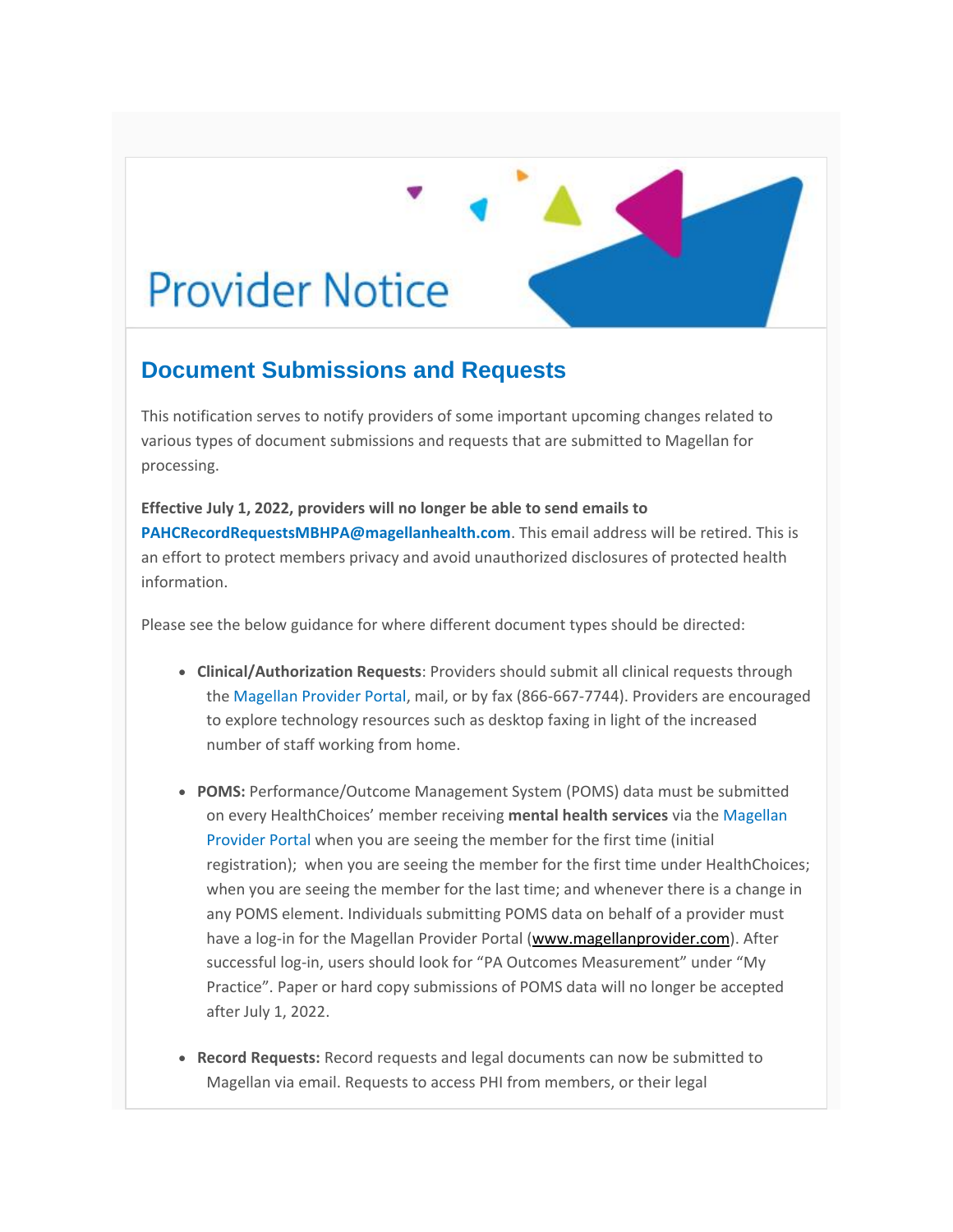# Provider Notice

## Document Submissions and Requests

This notification serves to notify providers of some important upcoming changes related to various types of document submissions and requests that are submitted to Magellan for processing.

**Effective July 1, 2022, providers will no longer be able to send emails to PAHCRecordRequestsMBHPA@magellanhealth.com**. This email address will be retired. This is an effort to protect members privacy and avoid unauthorized disclosures of protected health information.

Please see the below guidance for where different document types should be directed:

- **Clinical/Authorization Requests**: Providers should submit all clinical requests through the Magellan Provider Portal, mail, or by fax (866-667-7744). Providers are encouraged to explore technology resources such as desktop faxing in light of the increased number of staff working from home.

- **POMS:** Performance/Outcome Management System (POMS) data must be submitted on every HealthChoices' member receiving **mental health services** via the Magellan Provider Portal when you are seeing the member for the first time (initial registration); when you are seeing the member for the first time under HealthChoices; when you are seeing the member for the last time; and whenever there is a change in any POMS element. Individuals submitting POMS data on behalf of a provider must have a log-in for the Magellan Provider Portal (www.magellanprovider.com). After successful log-in, users should look for "PA Outcomes Measurement" under "My Practice". Paper or hard copy submissions of POMS data will no longer be accepted after July 1, 2022.

- **Record Requests:** Record requests and legal documents can now be submitted to Magellan via email. Requests to access PHI from members, or their legal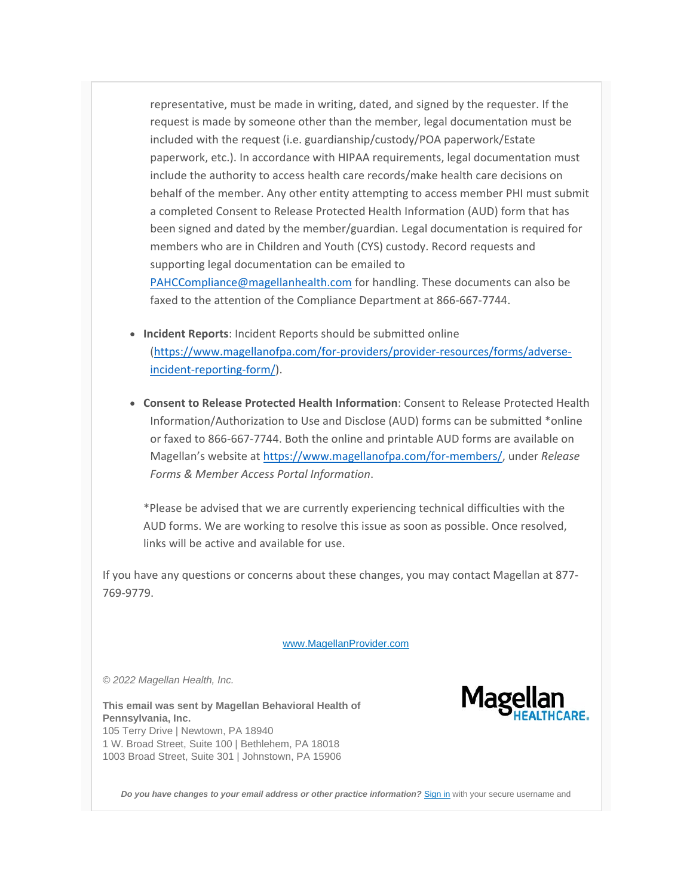representative, must be made in writing, dated, and signed by the requester. If the request is made by someone other than the member, legal documentation must be included with the request (i.e. guardianship/custody/POA paperwork/Estate paperwork, etc.). In accordance with HIPAA requirements, legal documentation must include the authority to access health care records/make health care decisions on behalf of the member. Any other entity attempting to access member PHI must submit a completed Consent to Release Protected Health Information (AUD) form that has been signed and dated by the member/guardian. Legal documentation is required for members who are in Children and Youth (CYS) custody. Record requests and supporting legal documentation can be emailed to PAHCCompliance@magellanhealth.com for handling. These documents can also be faxed to the attention of the Compliance Department at 866-667-7744.

- **Incident Reports**: Incident Reports should be submitted online (https://www.magellanofpa.com/for-providers/provider-resources/forms/adverse-incident-reporting-form/).

- **Consent to Release Protected Health Information**: Consent to Release Protected Health Information/Authorization to Use and Disclose (AUD) forms can be submitted *online or faxed to 866-667-7744. Both the online and printable AUD forms are available on Magellan's website at https://www.magellanofpa.com/for-members/, under *Release Forms & Member Access Portal Information*.

  *Please be advised that we are currently experiencing technical difficulties with the AUD forms. We are working to resolve this issue as soon as possible. Once resolved, links will be active and available for use.

If you have any questions or concerns about these changes, you may contact Magellan at 877-769-9779.

www.MagellanProvider.com

*© 2022 Magellan Health, Inc.*

**This email was sent by Magellan Behavioral Health of Pennsylvania, Inc.**
105 Terry Drive | Newtown, PA 18940
1 W. Broad Street, Suite 100 | Bethlehem, PA 18018
1003 Broad Street, Suite 301 | Johnstown, PA 15906

Magellan HEALTHCARE

***Do you have changes to your email address or other practice information?*** Sign in with your secure username and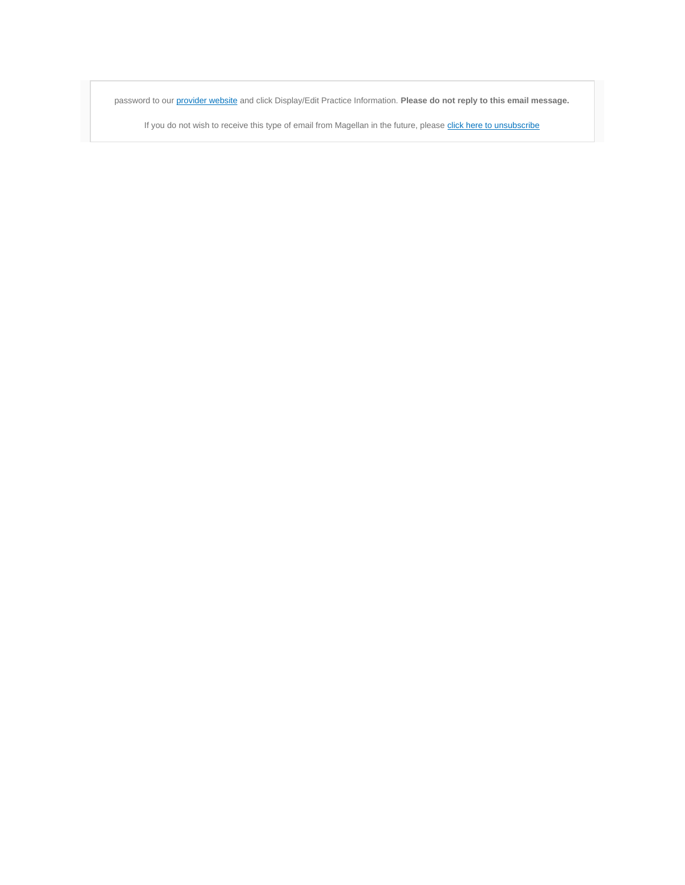password to our provider website and click Display/Edit Practice Information. **Please do not reply to this email message.**

If you do not wish to receive this type of email from Magellan in the future, please click here to unsubscribe